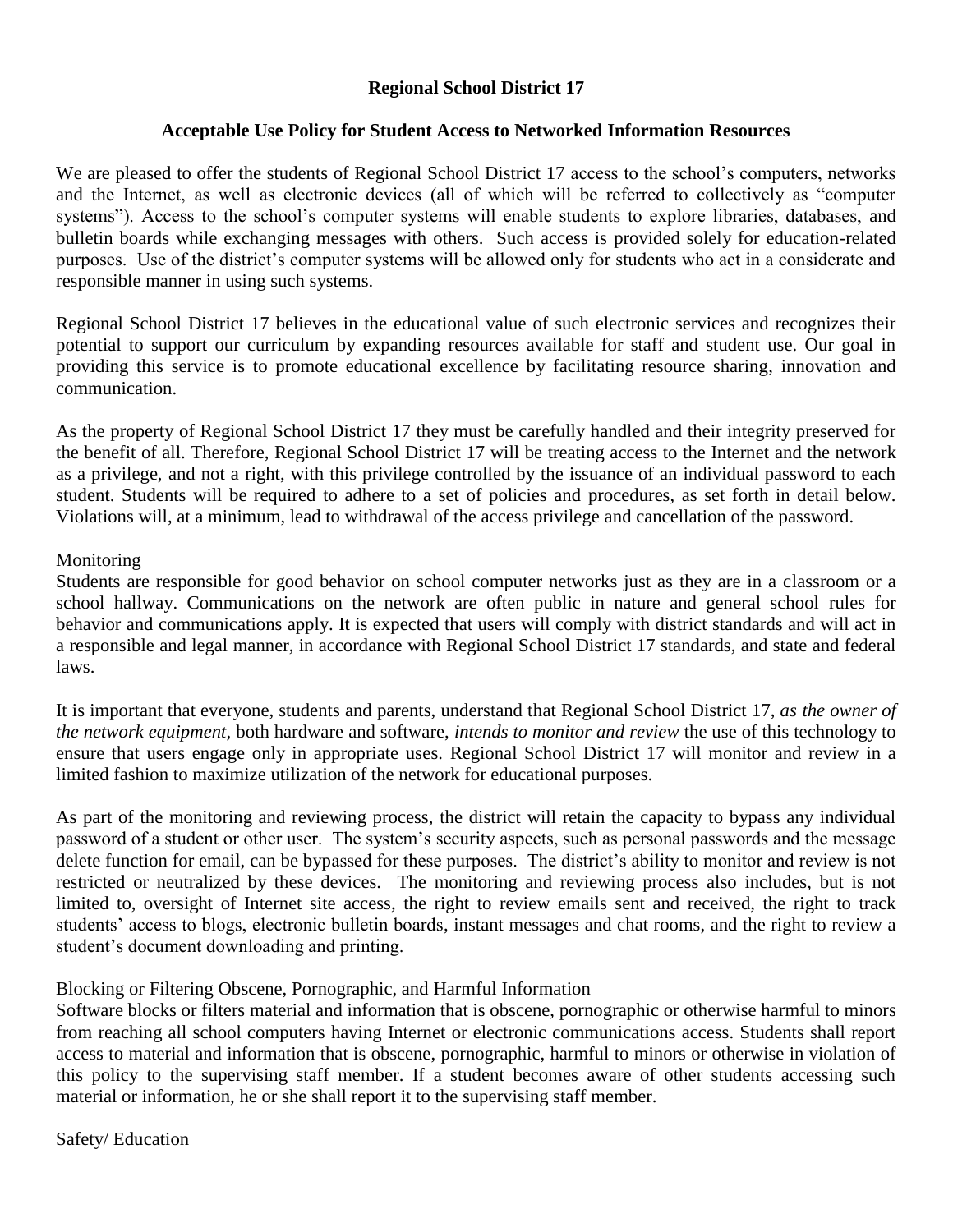**Regional School District 17**

**Acceptable Use Policy for Student Access to Networked Information Resources**

We are pleased to offer the students of Regional School District 17 access to the school's computers, networks and the Internet, as well as electronic devices (all of which will be referred to collectively as "computer systems"). Access to the school's computer systems will enable students to explore libraries, databases, and bulletin boards while exchanging messages with others. Such access is provided solely for education-related purposes. Use of the district's computer systems will be allowed only for students who act in a considerate and responsible manner in using such systems.

Regional School District 17 believes in the educational value of such electronic services and recognizes their potential to support our curriculum by expanding resources available for staff and student use. Our goal in providing this service is to promote educational excellence by facilitating resource sharing, innovation and communication.

As the property of Regional School District 17 they must be carefully handled and their integrity preserved for the benefit of all. Therefore, Regional School District 17 will be treating access to the Internet and the network as a privilege, and not a right, with this privilege controlled by the issuance of an individual password to each student. Students will be required to adhere to a set of policies and procedures, as set forth in detail below. Violations will, at a minimum, lead to withdrawal of the access privilege and cancellation of the password.

Monitoring

Students are responsible for good behavior on school computer networks just as they are in a classroom or a school hallway. Communications on the network are often public in nature and general school rules for behavior and communications apply. It is expected that users will comply with district standards and will act in a responsible and legal manner, in accordance with Regional School District 17 standards, and state and federal laws.

It is important that everyone, students and parents, understand that Regional School District 17, *as the owner of the network equipment*, both hardware and software, *intends to monitor and review* the use of this technology to ensure that users engage only in appropriate uses. Regional School District 17 will monitor and review in a limited fashion to maximize utilization of the network for educational purposes.

As part of the monitoring and reviewing process, the district will retain the capacity to bypass any individual password of a student or other user. The system's security aspects, such as personal passwords and the message delete function for email, can be bypassed for these purposes. The district's ability to monitor and review is not restricted or neutralized by these devices. The monitoring and reviewing process also includes, but is not limited to, oversight of Internet site access, the right to review emails sent and received, the right to track students' access to blogs, electronic bulletin boards, instant messages and chat rooms, and the right to review a student's document downloading and printing.

Blocking or Filtering Obscene, Pornographic, and Harmful Information

Software blocks or filters material and information that is obscene, pornographic or otherwise harmful to minors from reaching all school computers having Internet or electronic communications access. Students shall report access to material and information that is obscene, pornographic, harmful to minors or otherwise in violation of this policy to the supervising staff member. If a student becomes aware of other students accessing such material or information, he or she shall report it to the supervising staff member.

Safety/ Education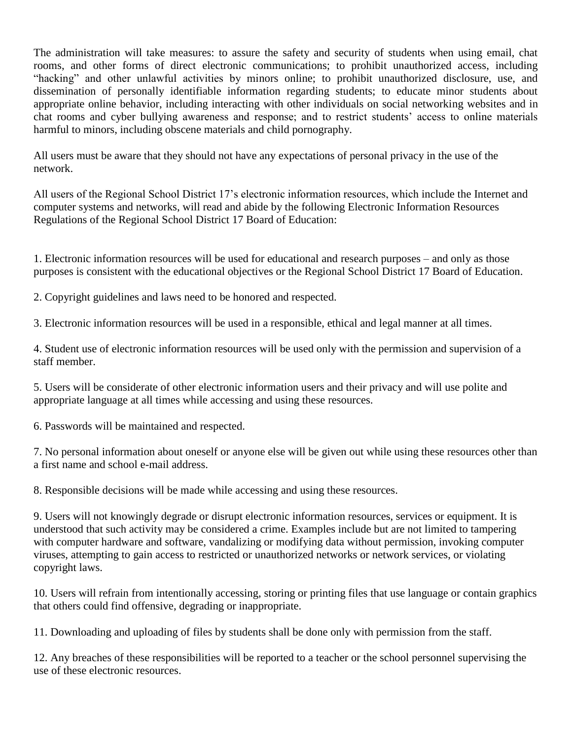The administration will take measures: to assure the safety and security of students when using email, chat rooms, and other forms of direct electronic communications; to prohibit unauthorized access, including "hacking" and other unlawful activities by minors online; to prohibit unauthorized disclosure, use, and dissemination of personally identifiable information regarding students; to educate minor students about appropriate online behavior, including interacting with other individuals on social networking websites and in chat rooms and cyber bullying awareness and response; and to restrict students' access to online materials harmful to minors, including obscene materials and child pornography.

All users must be aware that they should not have any expectations of personal privacy in the use of the network.

All users of the Regional School District 17's electronic information resources, which include the Internet and computer systems and networks, will read and abide by the following Electronic Information Resources Regulations of the Regional School District 17 Board of Education:

1. Electronic information resources will be used for educational and research purposes – and only as those purposes is consistent with the educational objectives or the Regional School District 17 Board of Education.

2. Copyright guidelines and laws need to be honored and respected.

3. Electronic information resources will be used in a responsible, ethical and legal manner at all times.

4. Student use of electronic information resources will be used only with the permission and supervision of a staff member.

5. Users will be considerate of other electronic information users and their privacy and will use polite and appropriate language at all times while accessing and using these resources.

6. Passwords will be maintained and respected.

7. No personal information about oneself or anyone else will be given out while using these resources other than a first name and school e-mail address.

8. Responsible decisions will be made while accessing and using these resources.

9. Users will not knowingly degrade or disrupt electronic information resources, services or equipment. It is understood that such activity may be considered a crime. Examples include but are not limited to tampering with computer hardware and software, vandalizing or modifying data without permission, invoking computer viruses, attempting to gain access to restricted or unauthorized networks or network services, or violating copyright laws.

10. Users will refrain from intentionally accessing, storing or printing files that use language or contain graphics that others could find offensive, degrading or inappropriate.

11. Downloading and uploading of files by students shall be done only with permission from the staff.

12. Any breaches of these responsibilities will be reported to a teacher or the school personnel supervising the use of these electronic resources.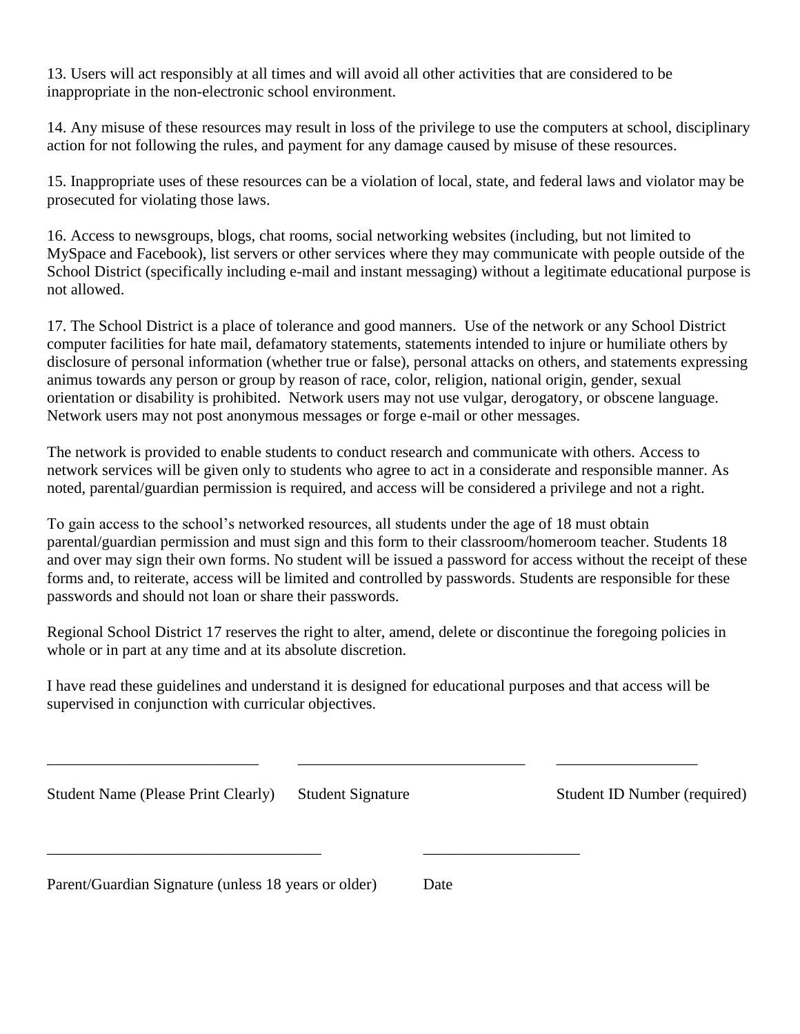13. Users will act responsibly at all times and will avoid all other activities that are considered to be inappropriate in the non-electronic school environment.

14. Any misuse of these resources may result in loss of the privilege to use the computers at school, disciplinary action for not following the rules, and payment for any damage caused by misuse of these resources.

15. Inappropriate uses of these resources can be a violation of local, state, and federal laws and violator may be prosecuted for violating those laws.

16. Access to newsgroups, blogs, chat rooms, social networking websites (including, but not limited to MySpace and Facebook), list servers or other services where they may communicate with people outside of the School District (specifically including e-mail and instant messaging) without a legitimate educational purpose is not allowed.

17. The School District is a place of tolerance and good manners. Use of the network or any School District computer facilities for hate mail, defamatory statements, statements intended to injure or humiliate others by disclosure of personal information (whether true or false), personal attacks on others, and statements expressing animus towards any person or group by reason of race, color, religion, national origin, gender, sexual orientation or disability is prohibited. Network users may not use vulgar, derogatory, or obscene language. Network users may not post anonymous messages or forge e-mail or other messages.

The network is provided to enable students to conduct research and communicate with others. Access to network services will be given only to students who agree to act in a considerate and responsible manner. As noted, parental/guardian permission is required, and access will be considered a privilege and not a right.

To gain access to the school's networked resources, all students under the age of 18 must obtain parental/guardian permission and must sign and this form to their classroom/homeroom teacher. Students 18 and over may sign their own forms. No student will be issued a password for access without the receipt of these forms and, to reiterate, access will be limited and controlled by passwords. Students are responsible for these passwords and should not loan or share their passwords.

Regional School District 17 reserves the right to alter, amend, delete or discontinue the foregoing policies in whole or in part at any time and at its absolute discretion.

I have read these guidelines and understand it is designed for educational purposes and that access will be supervised in conjunction with curricular objectives.

___________________________ ______________________________ __________________

Student Name (Please Print Clearly) Student Signature Student ID Number (required)

__________________________________ ____________________

Parent/Guardian Signature (unless 18 years or older) Date